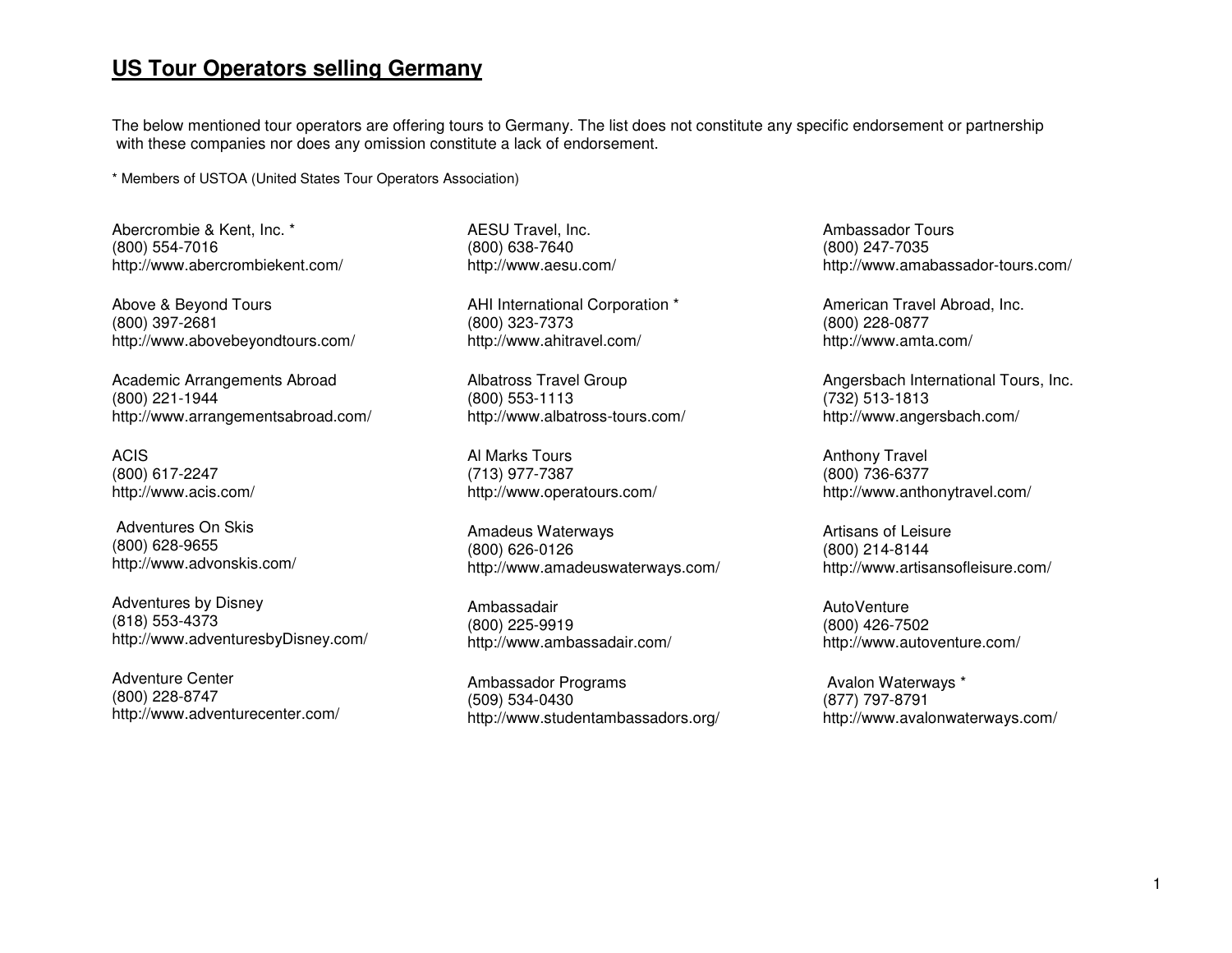# US Tour Operators selling Germany

The below mentioned tour operators are offering tours to Germany. The list does not constitute any specific endorsement or partnership with these companies nor does any omission constitute a lack of endorsement.

* Members of USTOA (United States Tour Operators Association)

Abercrombie & Kent, Inc. *
(800) 554-7016
http://www.abercrombiekent.com/

Above & Beyond Tours
(800) 397-2681
http://www.abovebeyondtours.com/

Academic Arrangements Abroad
(800) 221-1944
http://www.arrangementsabroad.com/

ACIS
(800) 617-2247
http://www.acis.com/

Adventures On Skis
(800) 628-9655
http://www.advonskis.com/

Adventures by Disney
(818) 553-4373
http://www.adventuresbyDisney.com/

Adventure Center
(800) 228-8747
http://www.adventurecenter.com/

AESU Travel, Inc.
(800) 638-7640
http://www.aesu.com/

AHI International Corporation *
(800) 323-7373
http://www.ahitravel.com/

Albatross Travel Group
(800) 553-1113
http://www.albatross-tours.com/

Al Marks Tours
(713) 977-7387
http://www.operatours.com/

Amadeus Waterways
(800) 626-0126
http://www.amadeuswaterways.com/

Ambassadair
(800) 225-9919
http://www.ambassadair.com/

Ambassador Programs
(509) 534-0430
http://www.studentambassadors.org/

Ambassador Tours
(800) 247-7035
http://www.amabassador-tours.com/

American Travel Abroad, Inc.
(800) 228-0877
http://www.amta.com/

Angersbach International Tours, Inc.
(732) 513-1813
http://www.angersbach.com/

Anthony Travel
(800) 736-6377
http://www.anthonytravel.com/

Artisans of Leisure
(800) 214-8144
http://www.artisansofleisure.com/

AutoVenture
(800) 426-7502
http://www.autoventure.com/

Avalon Waterways *
(877) 797-8791
http://www.avalonwaterways.com/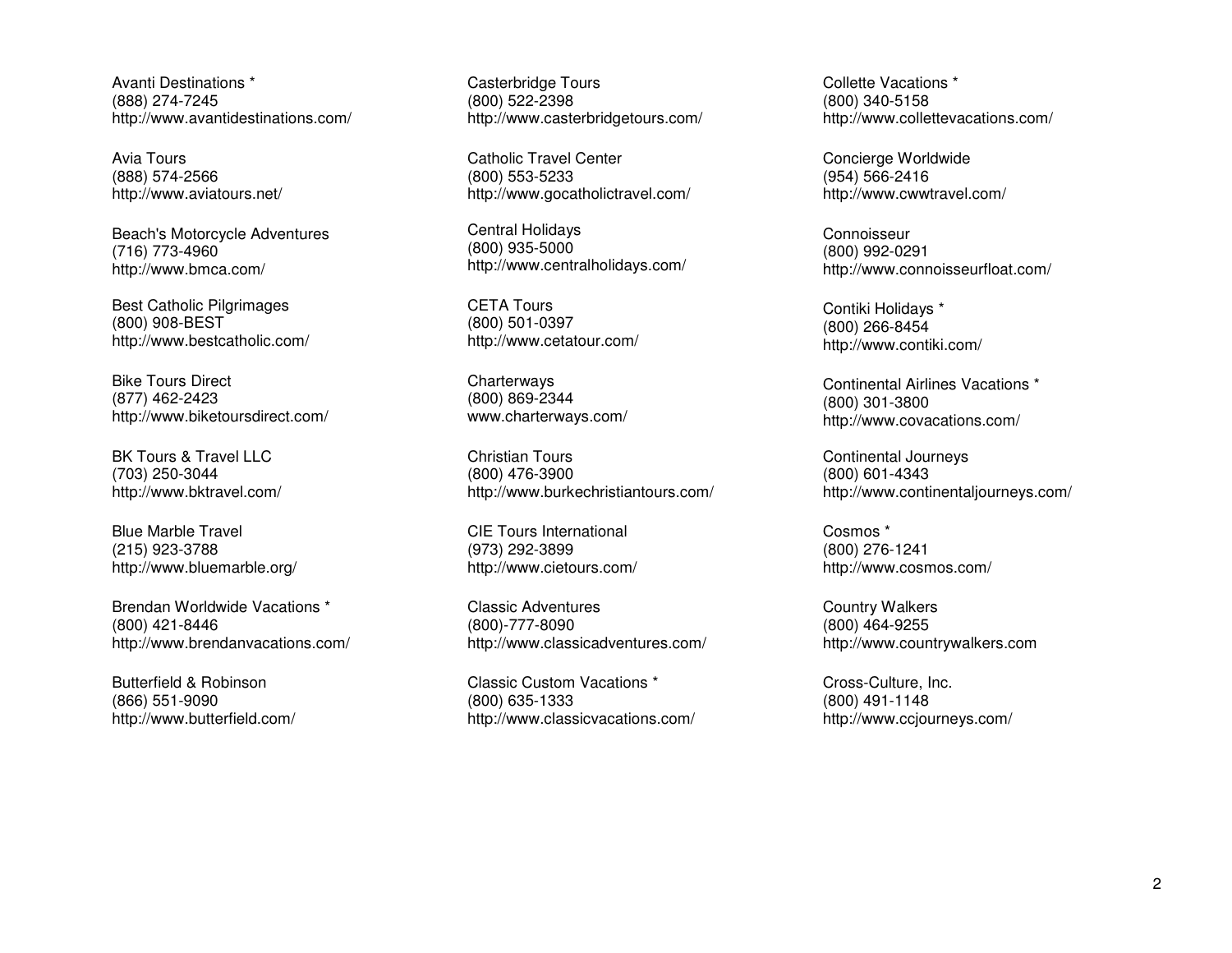Avanti Destinations *
(888) 274-7245
http://www.avantidestinations.com/

Avia Tours
(888) 574-2566
http://www.aviatours.net/

Beach's Motorcycle Adventures
(716) 773-4960
http://www.bmca.com/

Best Catholic Pilgrimages
(800) 908-BEST
http://www.bestcatholic.com/

Bike Tours Direct
(877) 462-2423
http://www.biketoursdirect.com/

BK Tours & Travel LLC
(703) 250-3044
http://www.bktravel.com/

Blue Marble Travel
(215) 923-3788
http://www.bluemarble.org/

Brendan Worldwide Vacations *
(800) 421-8446
http://www.brendanvacations.com/

Butterfield & Robinson
(866) 551-9090
http://www.butterfield.com/

Casterbridge Tours
(800) 522-2398
http://www.casterbridgetours.com/

Catholic Travel Center
(800) 553-5233
http://www.gocatholictravel.com/

Central Holidays
(800) 935-5000
http://www.centralholidays.com/

CETA Tours
(800) 501-0397
http://www.cetatour.com/

Charterways
(800) 869-2344
www.charterways.com/

Christian Tours
(800) 476-3900
http://www.burkechristiantours.com/

CIE Tours International
(973) 292-3899
http://www.cietours.com/

Classic Adventures
(800)-777-8090
http://www.classicadventures.com/

Classic Custom Vacations *
(800) 635-1333
http://www.classicvacations.com/

Collette Vacations *
(800) 340-5158
http://www.collettevacations.com/

Concierge Worldwide
(954) 566-2416
http://www.cwwtravel.com/

Connoisseur
(800) 992-0291
http://www.connoisseurfloat.com/

Contiki Holidays *
(800) 266-8454
http://www.contiki.com/

Continental Airlines Vacations *
(800) 301-3800
http://www.covacations.com/

Continental Journeys
(800) 601-4343
http://www.continentaljourneys.com/

Cosmos *
(800) 276-1241
http://www.cosmos.com/

Country Walkers
(800) 464-9255
http://www.countrywalkers.com

Cross-Culture, Inc.
(800) 491-1148
http://www.ccjourneys.com/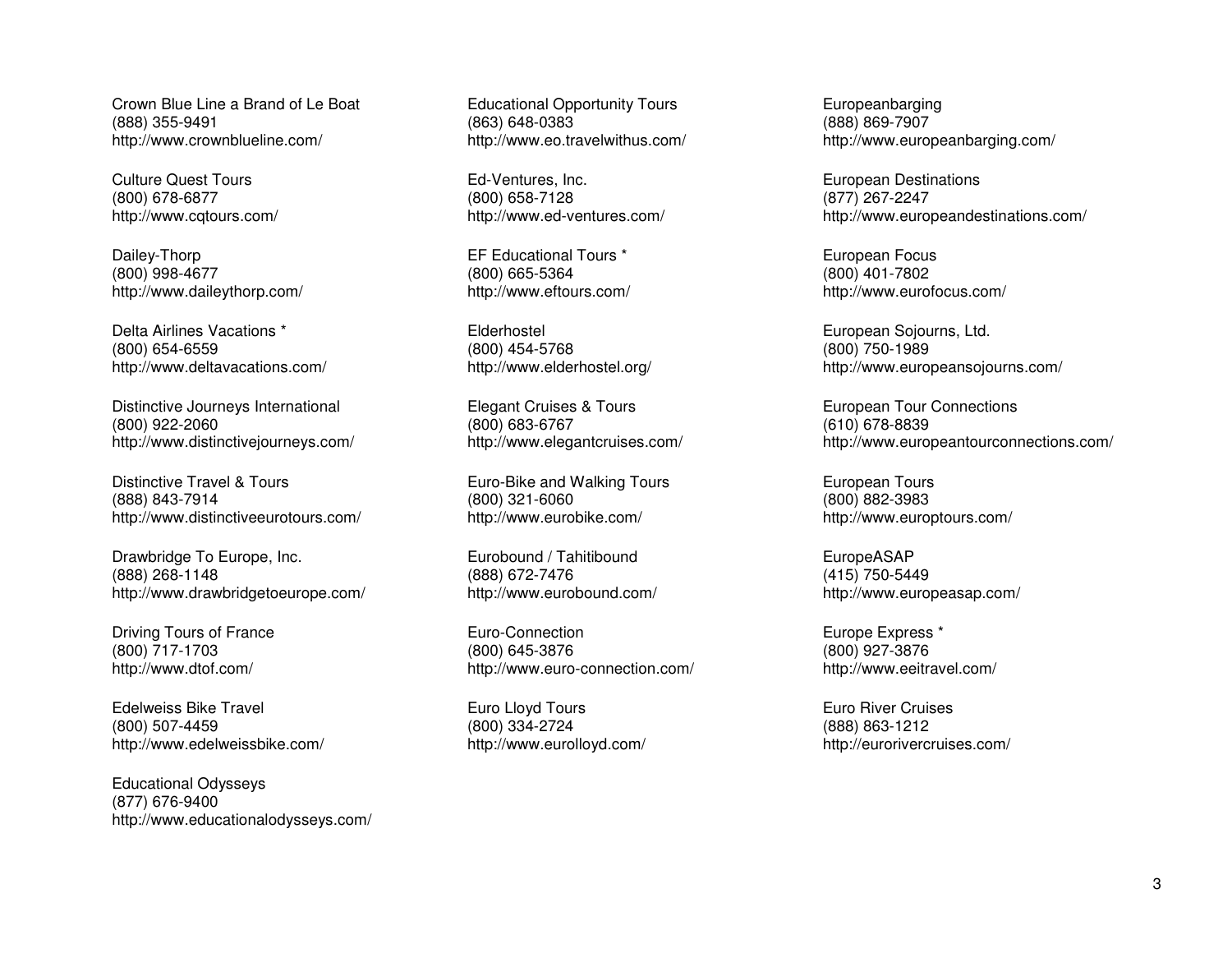Crown Blue Line a Brand of Le Boat
(888) 355-9491
http://www.crownblueline.com/

Culture Quest Tours
(800) 678-6877
http://www.cqtours.com/

Dailey-Thorp
(800) 998-4677
http://www.daileythorp.com/

Delta Airlines Vacations *
(800) 654-6559
http://www.deltavacations.com/

Distinctive Journeys International
(800) 922-2060
http://www.distinctivejourneys.com/

Distinctive Travel & Tours
(888) 843-7914
http://www.distinctiveeurotours.com/

Drawbridge To Europe, Inc.
(888) 268-1148
http://www.drawbridgetoeurope.com/

Driving Tours of France
(800) 717-1703
http://www.dtof.com/

Edelweiss Bike Travel
(800) 507-4459
http://www.edelweissbike.com/

Educational Odysseys
(877) 676-9400
http://www.educationalodysseys.com/

Educational Opportunity Tours
(863) 648-0383
http://www.eo.travelwithus.com/

Ed-Ventures, Inc.
(800) 658-7128
http://www.ed-ventures.com/

EF Educational Tours *
(800) 665-5364
http://www.eftours.com/

Elderhostel
(800) 454-5768
http://www.elderhostel.org/

Elegant Cruises & Tours
(800) 683-6767
http://www.elegantcruises.com/

Euro-Bike and Walking Tours
(800) 321-6060
http://www.eurobike.com/

Eurobound / Tahitibound
(888) 672-7476
http://www.eurobound.com/

Euro-Connection
(800) 645-3876
http://www.euro-connection.com/

Euro Lloyd Tours
(800) 334-2724
http://www.eurolloyd.com/

Europeanbarging
(888) 869-7907
http://www.europeanbarging.com/

European Destinations
(877) 267-2247
http://www.europeandestinations.com/

European Focus
(800) 401-7802
http://www.eurofocus.com/

European Sojourns, Ltd.
(800) 750-1989
http://www.europeansojourns.com/

European Tour Connections
(610) 678-8839
http://www.europeantourconnections.com/

European Tours
(800) 882-3983
http://www.europtours.com/

EuropeASAP
(415) 750-5449
http://www.europeasap.com/

Europe Express *
(800) 927-3876
http://www.eeitravel.com/

Euro River Cruises
(888) 863-1212
http://eurorivercruises.com/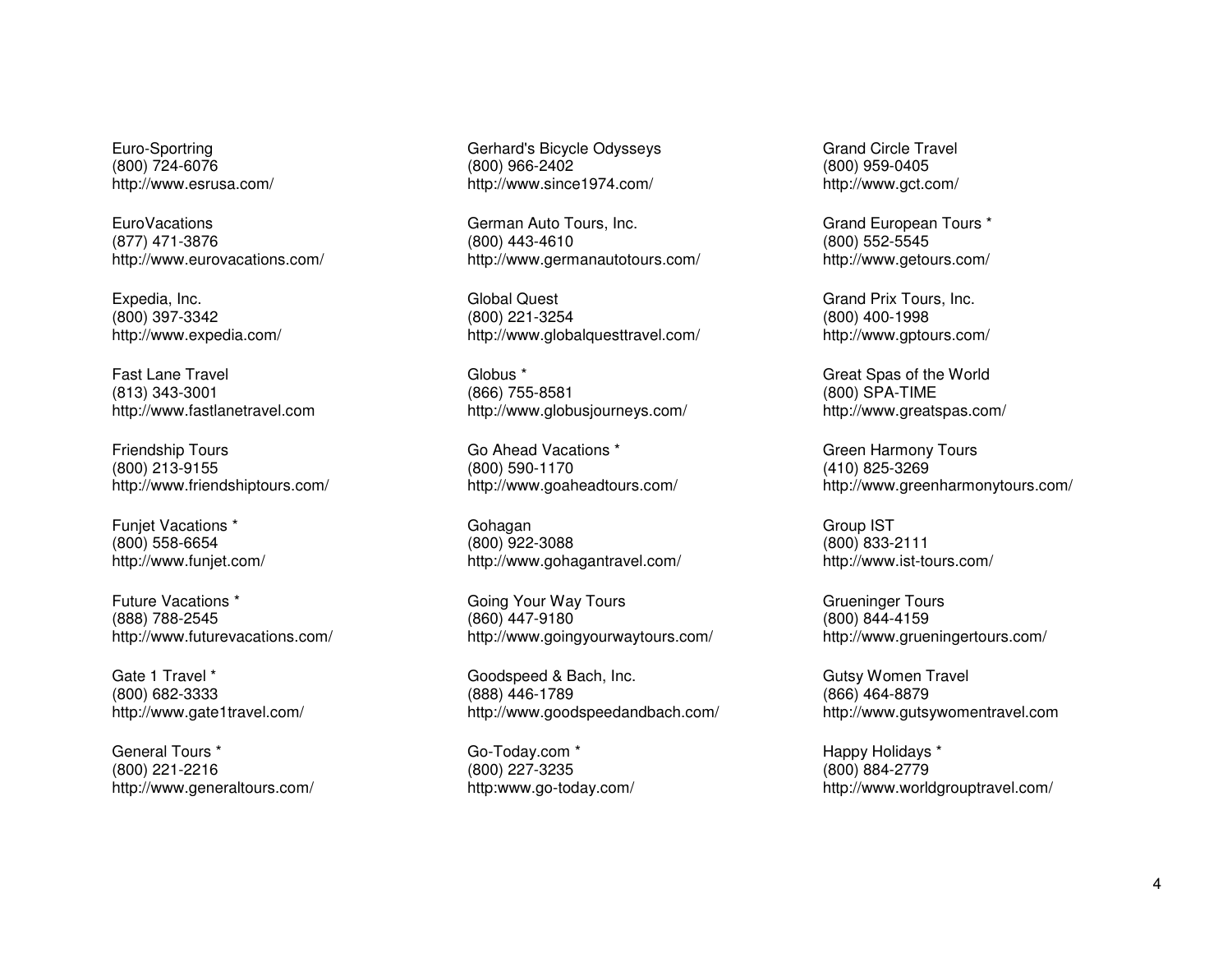Euro-Sportring
(800) 724-6076
http://www.esrusa.com/

EuroVacations
(877) 471-3876
http://www.eurovacations.com/

Expedia, Inc.
(800) 397-3342
http://www.expedia.com/

Fast Lane Travel
(813) 343-3001
http://www.fastlanetravel.com

Friendship Tours
(800) 213-9155
http://www.friendshiptours.com/

Funjet Vacations *
(800) 558-6654
http://www.funjet.com/

Future Vacations *
(888) 788-2545
http://www.futurevacations.com/

Gate 1 Travel *
(800) 682-3333
http://www.gate1travel.com/

General Tours *
(800) 221-2216
http://www.generaltours.com/

Gerhard's Bicycle Odysseys
(800) 966-2402
http://www.since1974.com/

German Auto Tours, Inc.
(800) 443-4610
http://www.germanautotours.com/

Global Quest
(800) 221-3254
http://www.globalquesttravel.com/

Globus *
(866) 755-8581
http://www.globusjourneys.com/

Go Ahead Vacations *
(800) 590-1170
http://www.goaheadtours.com/

Gohagan
(800) 922-3088
http://www.gohagantravel.com/

Going Your Way Tours
(860) 447-9180
http://www.goingyourwaytours.com/

Goodspeed & Bach, Inc.
(888) 446-1789
http://www.goodspeedandbach.com/

Go-Today.com *
(800) 227-3235
http:www.go-today.com/

Grand Circle Travel
(800) 959-0405
http://www.gct.com/

Grand European Tours *
(800) 552-5545
http://www.getours.com/

Grand Prix Tours, Inc.
(800) 400-1998
http://www.gptours.com/

Great Spas of the World
(800) SPA-TIME
http://www.greatspas.com/

Green Harmony Tours
(410) 825-3269
http://www.greenharmonytours.com/

Group IST
(800) 833-2111
http://www.ist-tours.com/

Grueninger Tours
(800) 844-4159
http://www.grueningertours.com/

Gutsy Women Travel
(866) 464-8879
http://www.gutsywomentravel.com

Happy Holidays *
(800) 884-2779
http://www.worldgrouptravel.com/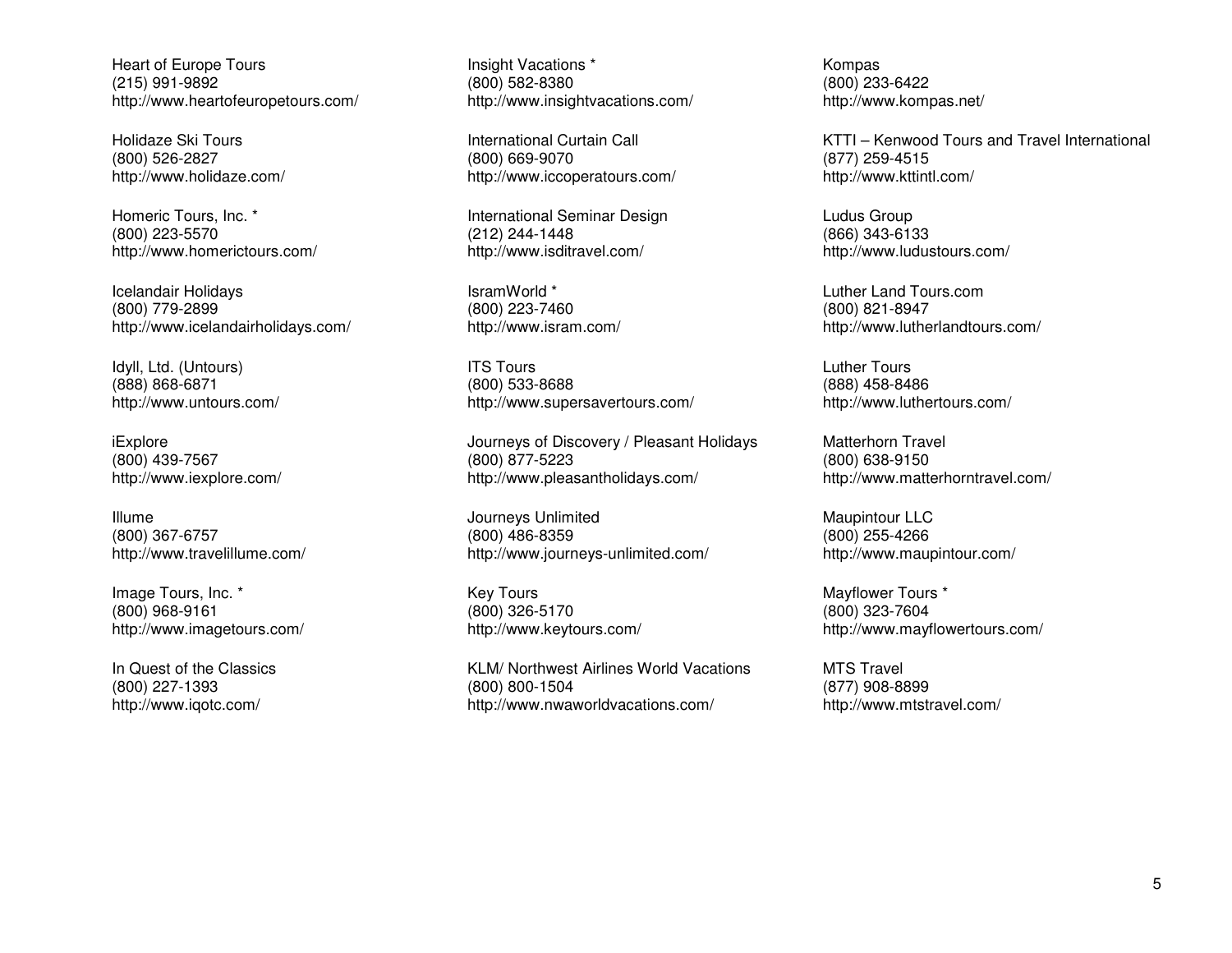Heart of Europe Tours
(215) 991-9892
http://www.heartofeuropetours.com/

Holidaze Ski Tours
(800) 526-2827
http://www.holidaze.com/

Homeric Tours, Inc. *
(800) 223-5570
http://www.homerictours.com/

Icelandair Holidays
(800) 779-2899
http://www.icelandairholidays.com/

Idyll, Ltd. (Untours)
(888) 868-6871
http://www.untours.com/

iExplore
(800) 439-7567
http://www.iexplore.com/

Illume
(800) 367-6757
http://www.travelillume.com/

Image Tours, Inc. *
(800) 968-9161
http://www.imagetours.com/

In Quest of the Classics
(800) 227-1393
http://www.iqotc.com/

Insight Vacations *
(800) 582-8380
http://www.insightvacations.com/

International Curtain Call
(800) 669-9070
http://www.iccoperatours.com/

International Seminar Design
(212) 244-1448
http://www.isditravel.com/

IsramWorld *
(800) 223-7460
http://www.isram.com/

ITS Tours
(800) 533-8688
http://www.supersavertours.com/

Journeys of Discovery / Pleasant Holidays
(800) 877-5223
http://www.pleasantholidays.com/

Journeys Unlimited
(800) 486-8359
http://www.journeys-unlimited.com/

Key Tours
(800) 326-5170
http://www.keytours.com/

KLM/ Northwest Airlines World Vacations
(800) 800-1504
http://www.nwaworldvacations.com/

Kompas
(800) 233-6422
http://www.kompas.net/

KTTI – Kenwood Tours and Travel International
(877) 259-4515
http://www.kttintl.com/

Ludus Group
(866) 343-6133
http://www.ludustours.com/

Luther Land Tours.com
(800) 821-8947
http://www.lutherlandtours.com/

Luther Tours
(888) 458-8486
http://www.luthertours.com/

Matterhorn Travel
(800) 638-9150
http://www.matterhorntravel.com/

Maupintour LLC
(800) 255-4266
http://www.maupintour.com/

Mayflower Tours *
(800) 323-7604
http://www.mayflowertours.com/

MTS Travel
(877) 908-8899
http://www.mtstravel.com/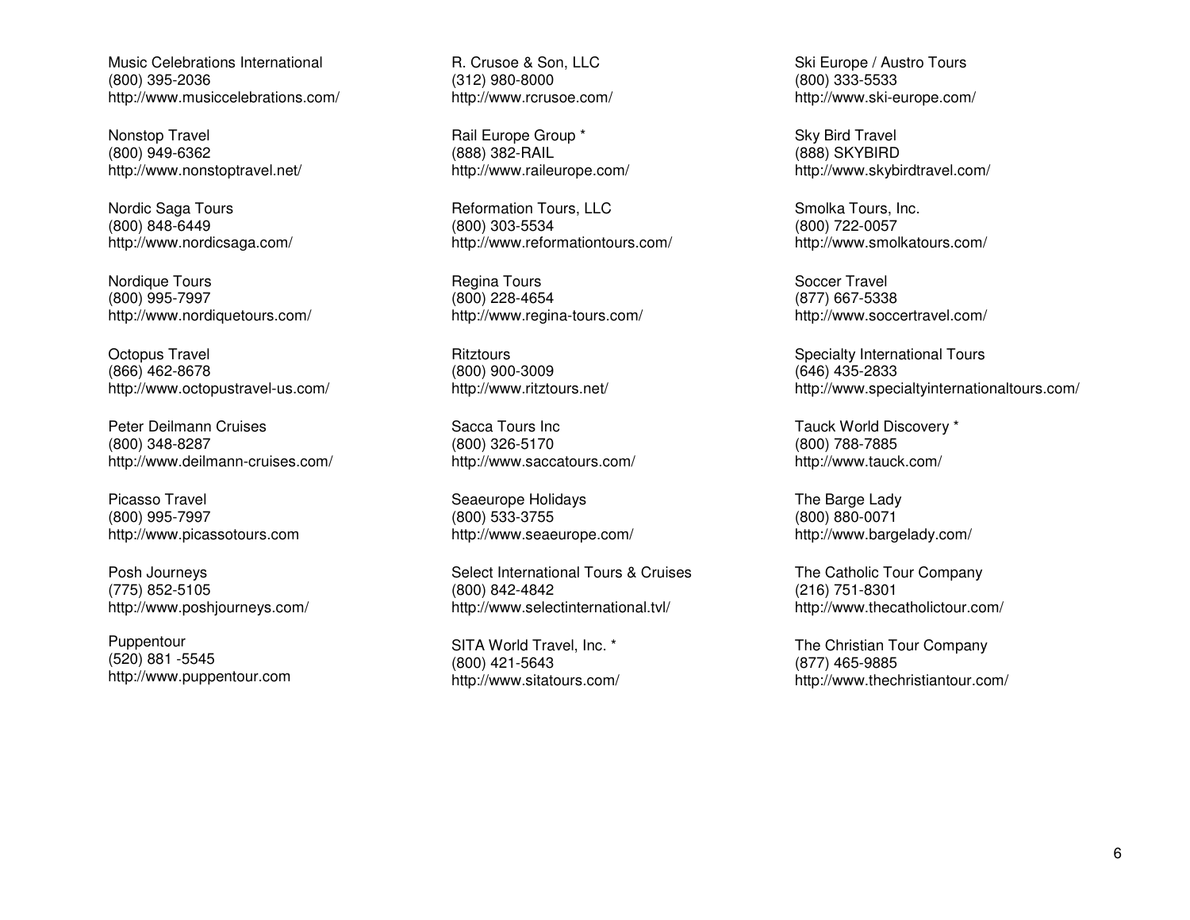Music Celebrations International
(800) 395-2036
http://www.musiccelebrations.com/

Nonstop Travel
(800) 949-6362
http://www.nonstoptravel.net/

Nordic Saga Tours
(800) 848-6449
http://www.nordicsaga.com/

Nordique Tours
(800) 995-7997
http://www.nordiquetours.com/

Octopus Travel
(866) 462-8678
http://www.octopustravel-us.com/

Peter Deilmann Cruises
(800) 348-8287
http://www.deilmann-cruises.com/

Picasso Travel
(800) 995-7997
http://www.picassotours.com

Posh Journeys
(775) 852-5105
http://www.poshjourneys.com/

Puppentour
(520) 881 -5545
http://www.puppentour.com

R. Crusoe & Son, LLC
(312) 980-8000
http://www.rcrusoe.com/

Rail Europe Group *
(888) 382-RAIL
http://www.raileurope.com/

Reformation Tours, LLC
(800) 303-5534
http://www.reformationtours.com/

Regina Tours
(800) 228-4654
http://www.regina-tours.com/

Ritztours
(800) 900-3009
http://www.ritztours.net/

Sacca Tours Inc
(800) 326-5170
http://www.saccatours.com/

Seaeurope Holidays
(800) 533-3755
http://www.seaeurope.com/

Select International Tours & Cruises
(800) 842-4842
http://www.selectinternational.tvl/

SITA World Travel, Inc. *
(800) 421-5643
http://www.sitatours.com/

Ski Europe / Austro Tours
(800) 333-5533
http://www.ski-europe.com/

Sky Bird Travel
(888) SKYBIRD
http://www.skybirdtravel.com/

Smolka Tours, Inc.
(800) 722-0057
http://www.smolkatours.com/

Soccer Travel
(877) 667-5338
http://www.soccertravel.com/

Specialty International Tours
(646) 435-2833
http://www.specialtyinternationaltours.com/

Tauck World Discovery *
(800) 788-7885
http://www.tauck.com/

The Barge Lady
(800) 880-0071
http://www.bargelady.com/

The Catholic Tour Company
(216) 751-8301
http://www.thecatholictour.com/

The Christian Tour Company
(877) 465-9885
http://www.thechristiantour.com/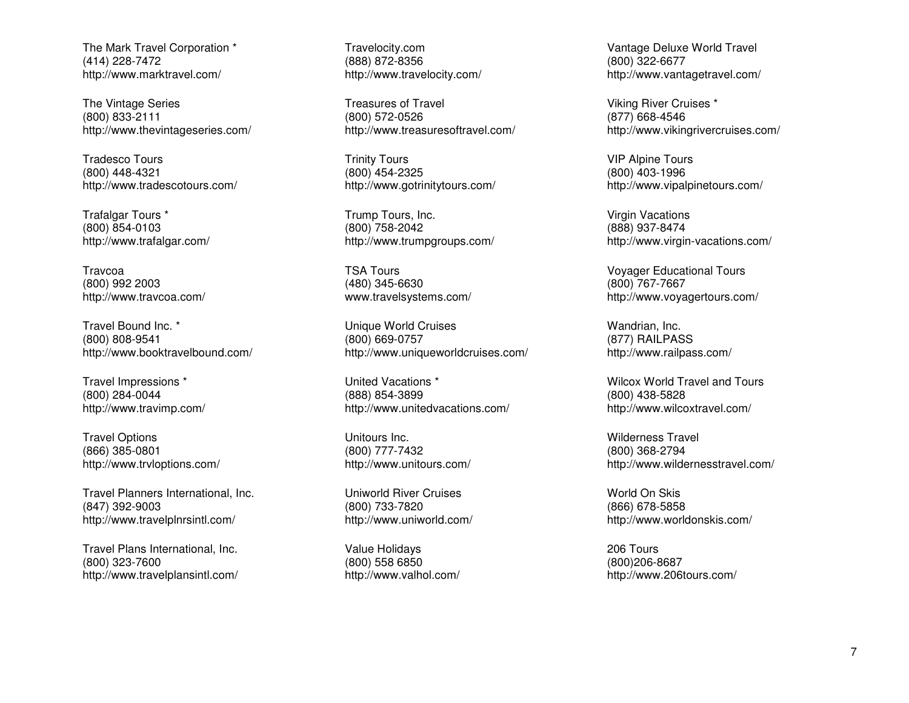The Mark Travel Corporation *
(414) 228-7472
http://www.marktravel.com/

The Vintage Series
(800) 833-2111
http://www.thevintageseries.com/

Tradesco Tours
(800) 448-4321
http://www.tradescotours.com/

Trafalgar Tours *
(800) 854-0103
http://www.trafalgar.com/

Travcoa
(800) 992 2003
http://www.travcoa.com/

Travel Bound Inc. *
(800) 808-9541
http://www.booktravelbound.com/

Travel Impressions *
(800) 284-0044
http://www.travimp.com/

Travel Options
(866) 385-0801
http://www.trvloptions.com/

Travel Planners International, Inc.
(847) 392-9003
http://www.travelplnrsintl.com/

Travel Plans International, Inc.
(800) 323-7600
http://www.travelplansintl.com/

Travelocity.com
(888) 872-8356
http://www.travelocity.com/

Treasures of Travel
(800) 572-0526
http://www.treasuresoftravel.com/

Trinity Tours
(800) 454-2325
http://www.gotrinitytours.com/

Trump Tours, Inc.
(800) 758-2042
http://www.trumpgroups.com/

TSA Tours
(480) 345-6630
www.travelsystems.com/

Unique World Cruises
(800) 669-0757
http://www.uniqueworldcruises.com/

United Vacations *
(888) 854-3899
http://www.unitedvacations.com/

Unitours Inc.
(800) 777-7432
http://www.unitours.com/

Uniworld River Cruises
(800) 733-7820
http://www.uniworld.com/

Value Holidays
(800) 558 6850
http://www.valhol.com/

Vantage Deluxe World Travel
(800) 322-6677
http://www.vantagetravel.com/

Viking River Cruises *
(877) 668-4546
http://www.vikingrivercruises.com/

VIP Alpine Tours
(800) 403-1996
http://www.vipalpinetours.com/

Virgin Vacations
(888) 937-8474
http://www.virgin-vacations.com/

Voyager Educational Tours
(800) 767-7667
http://www.voyagertours.com/

Wandrian, Inc.
(877) RAILPASS
http://www.railpass.com/

Wilcox World Travel and Tours
(800) 438-5828
http://www.wilcoxtravel.com/

Wilderness Travel
(800) 368-2794
http://www.wildernesstravel.com/

World On Skis
(866) 678-5858
http://www.worldonskis.com/

206 Tours
(800)206-8687
http://www.206tours.com/